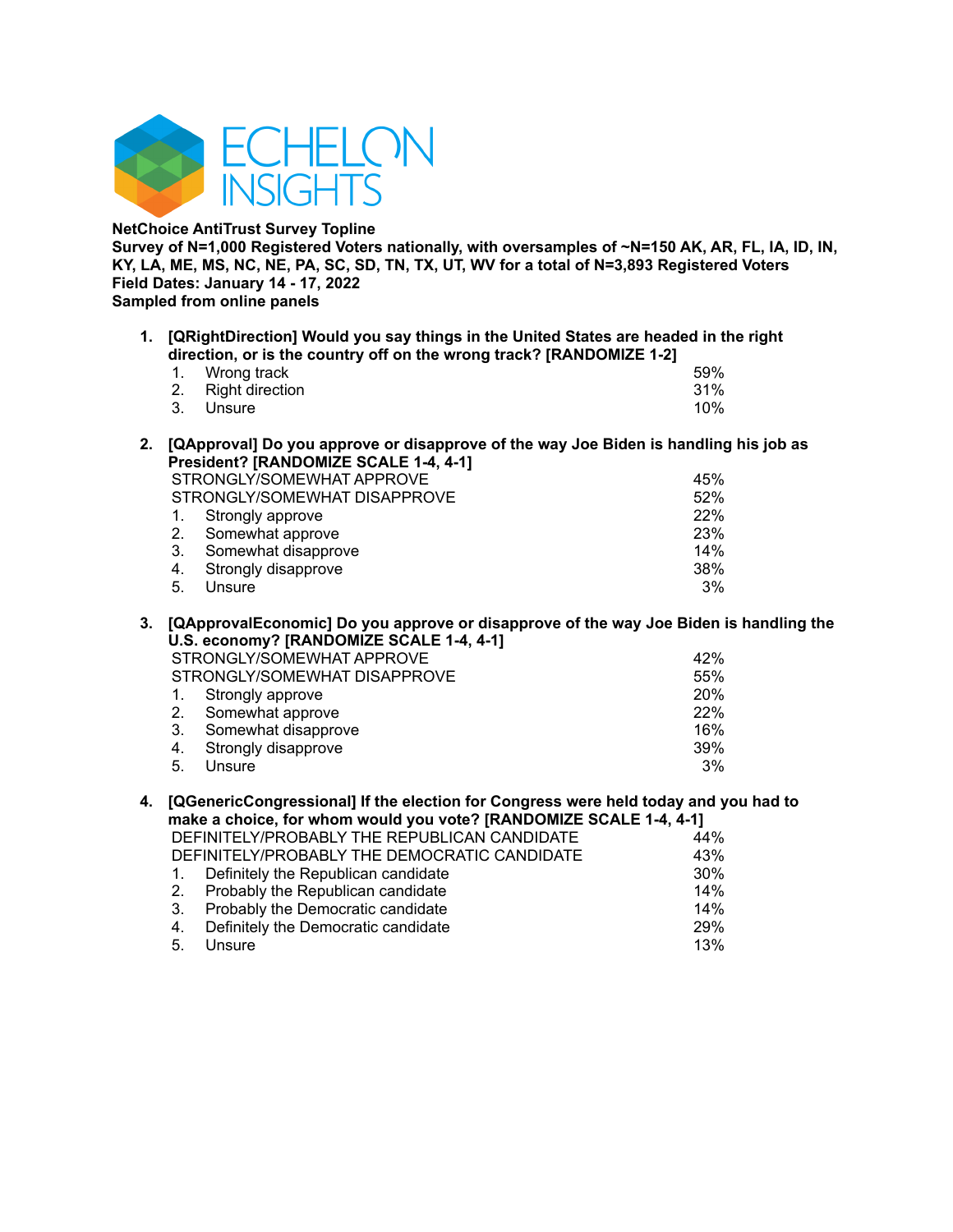ECHELON INSIGHTS

**NetChoice AntiTrust Survey Topline**
**Survey of N=1,000 Registered Voters nationally, with oversamples of ~N=150 AK, AR, FL, IA, ID, IN, KY, LA, ME, MS, NC, NE, PA, SC, SD, TN, TX, UT, WV for a total of N=3,893 Registered Voters**
**Field Dates: January 14 - 17, 2022**
**Sampled from online panels**

**1. [QRightDirection] Would you say things in the United States are headed in the right direction, or is the country off on the wrong track? [RANDOMIZE 1-2]**

| | |
|---|---|
| 1. Wrong track | 59% |
| 2. Right direction | 31% |
| 3. Unsure | 10% |

**2. [QApproval] Do you approve or disapprove of the way Joe Biden is handling his job as President? [RANDOMIZE SCALE 1-4, 4-1]**

| | |
|---|---|
| STRONGLY/SOMEWHAT APPROVE | 45% |
| STRONGLY/SOMEWHAT DISAPPROVE | 52% |
| 1. Strongly approve | 22% |
| 2. Somewhat approve | 23% |
| 3. Somewhat disapprove | 14% |
| 4. Strongly disapprove | 38% |
| 5. Unsure | 3% |

**3. [QApprovalEconomic] Do you approve or disapprove of the way Joe Biden is handling the U.S. economy? [RANDOMIZE SCALE 1-4, 4-1]**

| | |
|---|---|
| STRONGLY/SOMEWHAT APPROVE | 42% |
| STRONGLY/SOMEWHAT DISAPPROVE | 55% |
| 1. Strongly approve | 20% |
| 2. Somewhat approve | 22% |
| 3. Somewhat disapprove | 16% |
| 4. Strongly disapprove | 39% |
| 5. Unsure | 3% |

**4. [QGenericCongressional] If the election for Congress were held today and you had to make a choice, for whom would you vote? [RANDOMIZE SCALE 1-4, 4-1]**

| | |
|---|---|
| DEFINITELY/PROBABLY THE REPUBLICAN CANDIDATE | 44% |
| DEFINITELY/PROBABLY THE DEMOCRATIC CANDIDATE | 43% |
| 1. Definitely the Republican candidate | 30% |
| 2. Probably the Republican candidate | 14% |
| 3. Probably the Democratic candidate | 14% |
| 4. Definitely the Democratic candidate | 29% |
| 5. Unsure | 13% |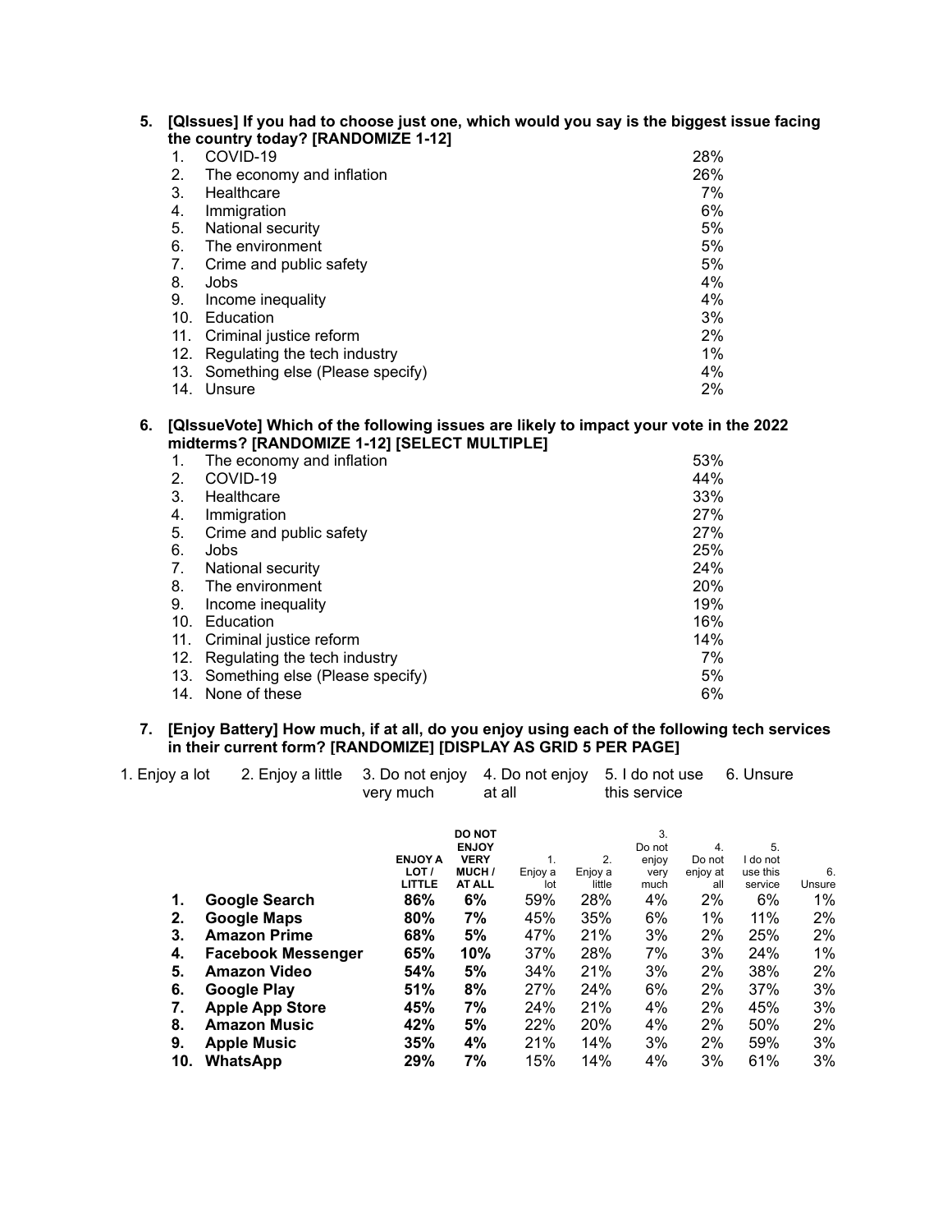**5. [QIssues] If you had to choose just one, which would you say is the biggest issue facing the country today? [RANDOMIZE 1-12]**

| | | |
|---|---|---|
| 1. | COVID-19 | 28% |
| 2. | The economy and inflation | 26% |
| 3. | Healthcare | 7% |
| 4. | Immigration | 6% |
| 5. | National security | 5% |
| 6. | The environment | 5% |
| 7. | Crime and public safety | 5% |
| 8. | Jobs | 4% |
| 9. | Income inequality | 4% |
| 10. | Education | 3% |
| 11. | Criminal justice reform | 2% |
| 12. | Regulating the tech industry | 1% |
| 13. | Something else (Please specify) | 4% |
| 14. | Unsure | 2% |

**6. [QIssueVote] Which of the following issues are likely to impact your vote in the 2022 midterms? [RANDOMIZE 1-12] [SELECT MULTIPLE]**

| | | |
|---|---|---|
| 1. | The economy and inflation | 53% |
| 2. | COVID-19 | 44% |
| 3. | Healthcare | 33% |
| 4. | Immigration | 27% |
| 5. | Crime and public safety | 27% |
| 6. | Jobs | 25% |
| 7. | National security | 24% |
| 8. | The environment | 20% |
| 9. | Income inequality | 19% |
| 10. | Education | 16% |
| 11. | Criminal justice reform | 14% |
| 12. | Regulating the tech industry | 7% |
| 13. | Something else (Please specify) | 5% |
| 14. | None of these | 6% |

**7. [Enjoy Battery] How much, if at all, do you enjoy using each of the following tech services in their current form? [RANDOMIZE] [DISPLAY AS GRID 5 PER PAGE]**

1. Enjoy a lot 2. Enjoy a little 3. Do not enjoy very much 4. Do not enjoy at all 5. I do not use this service 6. Unsure

| | | ENJOY A LOT / LITTLE | DO NOT ENJOY VERY MUCH / AT ALL | 1. Enjoy a lot | 2. Enjoy a little | 3. Do not enjoy very much | 4. Do not enjoy at all | 5. I do not use this service | 6. Unsure |
|---|---|---|---|---|---|---|---|---|---|
| **1.** | **Google Search** | **86%** | **6%** | 59% | 28% | 4% | 2% | 6% | 1% |
| **2.** | **Google Maps** | **80%** | **7%** | 45% | 35% | 6% | 1% | 11% | 2% |
| **3.** | **Amazon Prime** | **68%** | **5%** | 47% | 21% | 3% | 2% | 25% | 2% |
| **4.** | **Facebook Messenger** | **65%** | **10%** | 37% | 28% | 7% | 3% | 24% | 1% |
| **5.** | **Amazon Video** | **54%** | **5%** | 34% | 21% | 3% | 2% | 38% | 2% |
| **6.** | **Google Play** | **51%** | **8%** | 27% | 24% | 6% | 2% | 37% | 3% |
| **7.** | **Apple App Store** | **45%** | **7%** | 24% | 21% | 4% | 2% | 45% | 3% |
| **8.** | **Amazon Music** | **42%** | **5%** | 22% | 20% | 4% | 2% | 50% | 2% |
| **9.** | **Apple Music** | **35%** | **4%** | 21% | 14% | 3% | 2% | 59% | 3% |
| **10.** | **WhatsApp** | **29%** | **7%** | 15% | 14% | 4% | 3% | 61% | 3% |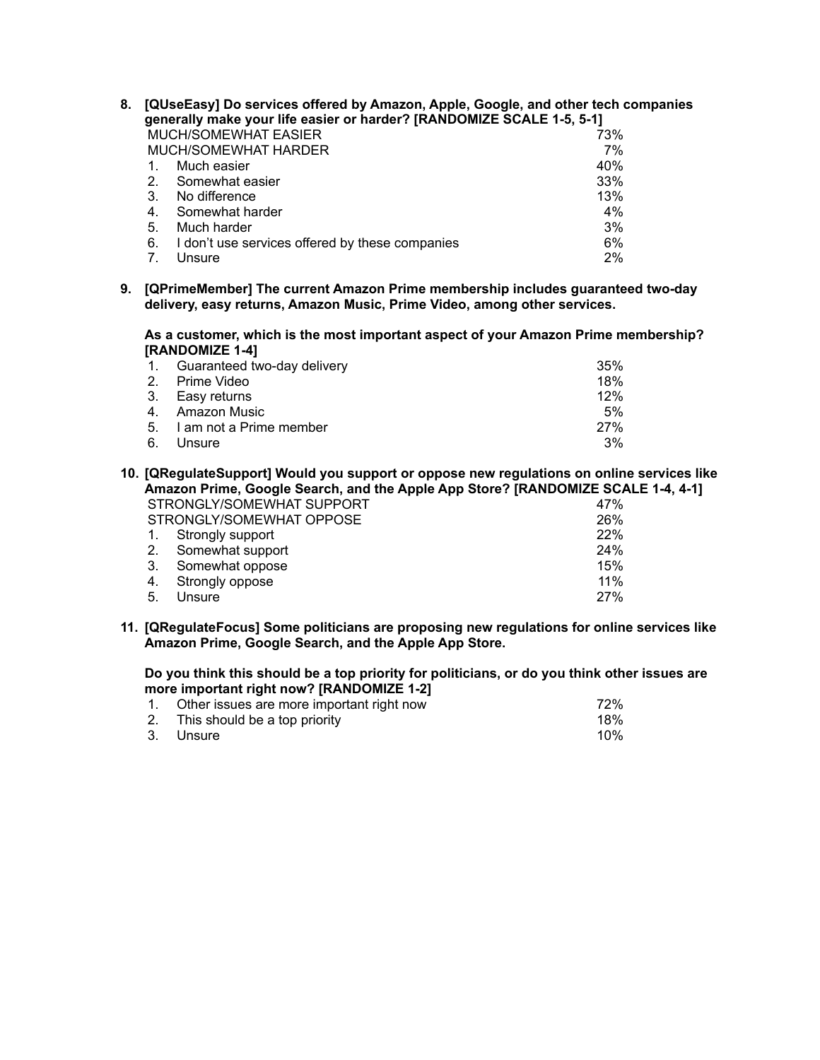**8. [QUseEasy] Do services offered by Amazon, Apple, Google, and other tech companies generally make your life easier or harder? [RANDOMIZE SCALE 1-5, 5-1]**

| | |
|---|---|
| MUCH/SOMEWHAT EASIER | 73% |
| MUCH/SOMEWHAT HARDER | 7% |
| 1. Much easier | 40% |
| 2. Somewhat easier | 33% |
| 3. No difference | 13% |
| 4. Somewhat harder | 4% |
| 5. Much harder | 3% |
| 6. I don't use services offered by these companies | 6% |
| 7. Unsure | 2% |

**9. [QPrimeMember] The current Amazon Prime membership includes guaranteed two-day delivery, easy returns, Amazon Music, Prime Video, among other services.**

**As a customer, which is the most important aspect of your Amazon Prime membership? [RANDOMIZE 1-4]**

| | |
|---|---|
| 1. Guaranteed two-day delivery | 35% |
| 2. Prime Video | 18% |
| 3. Easy returns | 12% |
| 4. Amazon Music | 5% |
| 5. I am not a Prime member | 27% |
| 6. Unsure | 3% |

**10. [QRegulateSupport] Would you support or oppose new regulations on online services like Amazon Prime, Google Search, and the Apple App Store? [RANDOMIZE SCALE 1-4, 4-1]**

| | |
|---|---|
| STRONGLY/SOMEWHAT SUPPORT | 47% |
| STRONGLY/SOMEWHAT OPPOSE | 26% |
| 1. Strongly support | 22% |
| 2. Somewhat support | 24% |
| 3. Somewhat oppose | 15% |
| 4. Strongly oppose | 11% |
| 5. Unsure | 27% |

**11. [QRegulateFocus] Some politicians are proposing new regulations for online services like Amazon Prime, Google Search, and the Apple App Store.**

**Do you think this should be a top priority for politicians, or do you think other issues are more important right now? [RANDOMIZE 1-2]**

| | |
|---|---|
| 1. Other issues are more important right now | 72% |
| 2. This should be a top priority | 18% |
| 3. Unsure | 10% |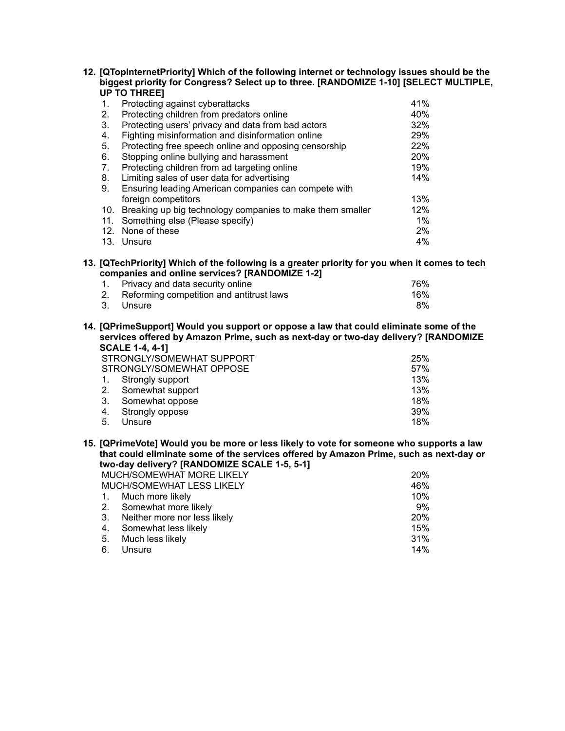**12. [QTopInternetPriority] Which of the following internet or technology issues should be the biggest priority for Congress? Select up to three. [RANDOMIZE 1-10] [SELECT MULTIPLE, UP TO THREE]**

| | |
|---|---|
| 1. Protecting against cyberattacks | 41% |
| 2. Protecting children from predators online | 40% |
| 3. Protecting users' privacy and data from bad actors | 32% |
| 4. Fighting misinformation and disinformation online | 29% |
| 5. Protecting free speech online and opposing censorship | 22% |
| 6. Stopping online bullying and harassment | 20% |
| 7. Protecting children from ad targeting online | 19% |
| 8. Limiting sales of user data for advertising | 14% |
| 9. Ensuring leading American companies can compete with foreign competitors | 13% |
| 10. Breaking up big technology companies to make them smaller | 12% |
| 11. Something else (Please specify) | 1% |
| 12. None of these | 2% |
| 13. Unsure | 4% |

**13. [QTechPriority] Which of the following is a greater priority for you when it comes to tech companies and online services? [RANDOMIZE 1-2]**

| | |
|---|---|
| 1. Privacy and data security online | 76% |
| 2. Reforming competition and antitrust laws | 16% |
| 3. Unsure | 8% |

**14. [QPrimeSupport] Would you support or oppose a law that could eliminate some of the services offered by Amazon Prime, such as next-day or two-day delivery? [RANDOMIZE SCALE 1-4, 4-1]**

| | |
|---|---|
| STRONGLY/SOMEWHAT SUPPORT | 25% |
| STRONGLY/SOMEWHAT OPPOSE | 57% |
| 1. Strongly support | 13% |
| 2. Somewhat support | 13% |
| 3. Somewhat oppose | 18% |
| 4. Strongly oppose | 39% |
| 5. Unsure | 18% |

**15. [QPrimeVote] Would you be more or less likely to vote for someone who supports a law that could eliminate some of the services offered by Amazon Prime, such as next-day or two-day delivery? [RANDOMIZE SCALE 1-5, 5-1]**

| | |
|---|---|
| MUCH/SOMEWHAT MORE LIKELY | 20% |
| MUCH/SOMEWHAT LESS LIKELY | 46% |
| 1. Much more likely | 10% |
| 2. Somewhat more likely | 9% |
| 3. Neither more nor less likely | 20% |
| 4. Somewhat less likely | 15% |
| 5. Much less likely | 31% |
| 6. Unsure | 14% |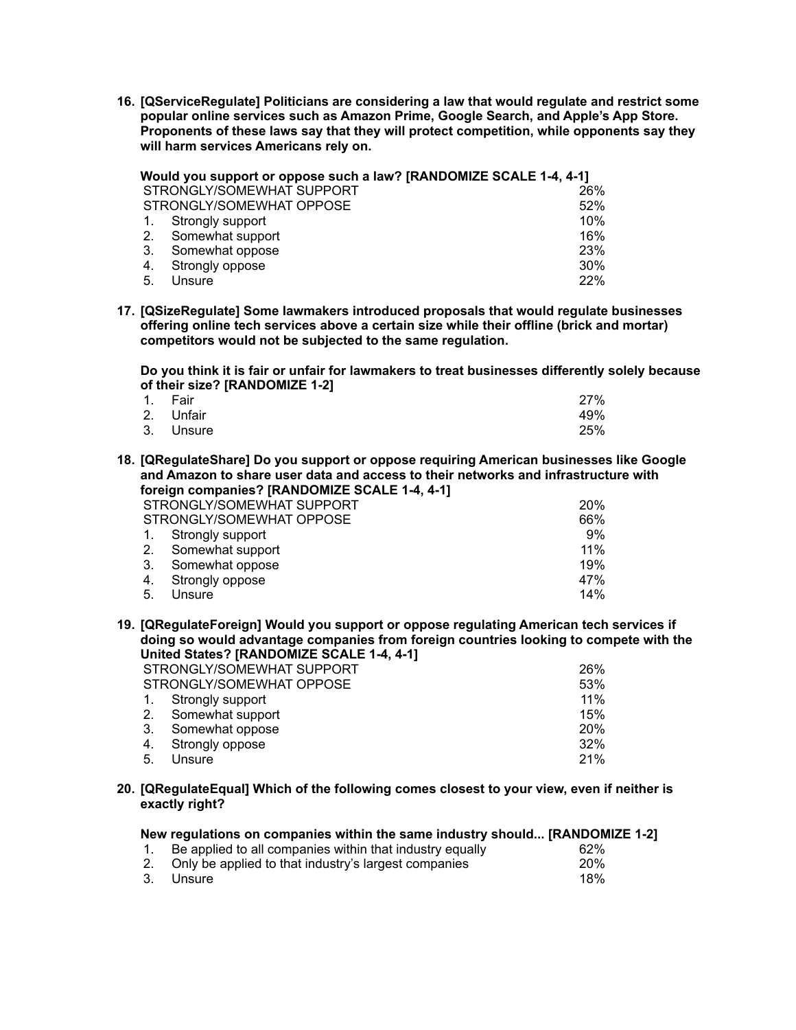**16. [QServiceRegulate] Politicians are considering a law that would regulate and restrict some popular online services such as Amazon Prime, Google Search, and Apple's App Store. Proponents of these laws say that they will protect competition, while opponents say they will harm services Americans rely on.**

**Would you support or oppose such a law? [RANDOMIZE SCALE 1-4, 4-1]**

| | |
|---|---|
| STRONGLY/SOMEWHAT SUPPORT | 26% |
| STRONGLY/SOMEWHAT OPPOSE | 52% |
| 1. Strongly support | 10% |
| 2. Somewhat support | 16% |
| 3. Somewhat oppose | 23% |
| 4. Strongly oppose | 30% |
| 5. Unsure | 22% |

**17. [QSizeRegulate] Some lawmakers introduced proposals that would regulate businesses offering online tech services above a certain size while their offline (brick and mortar) competitors would not be subjected to the same regulation.**

**Do you think it is fair or unfair for lawmakers to treat businesses differently solely because of their size? [RANDOMIZE 1-2]**

| | |
|---|---|
| 1. Fair | 27% |
| 2. Unfair | 49% |
| 3. Unsure | 25% |

**18. [QRegulateShare] Do you support or oppose requiring American businesses like Google and Amazon to share user data and access to their networks and infrastructure with foreign companies? [RANDOMIZE SCALE 1-4, 4-1]**

| | |
|---|---|
| STRONGLY/SOMEWHAT SUPPORT | 20% |
| STRONGLY/SOMEWHAT OPPOSE | 66% |
| 1. Strongly support | 9% |
| 2. Somewhat support | 11% |
| 3. Somewhat oppose | 19% |
| 4. Strongly oppose | 47% |
| 5. Unsure | 14% |

**19. [QRegulateForeign] Would you support or oppose regulating American tech services if doing so would advantage companies from foreign countries looking to compete with the United States? [RANDOMIZE SCALE 1-4, 4-1]**

| | |
|---|---|
| STRONGLY/SOMEWHAT SUPPORT | 26% |
| STRONGLY/SOMEWHAT OPPOSE | 53% |
| 1. Strongly support | 11% |
| 2. Somewhat support | 15% |
| 3. Somewhat oppose | 20% |
| 4. Strongly oppose | 32% |
| 5. Unsure | 21% |

**20. [QRegulateEqual] Which of the following comes closest to your view, even if neither is exactly right?**

**New regulations on companies within the same industry should... [RANDOMIZE 1-2]**

| | |
|---|---|
| 1. Be applied to all companies within that industry equally | 62% |
| 2. Only be applied to that industry's largest companies | 20% |
| 3. Unsure | 18% |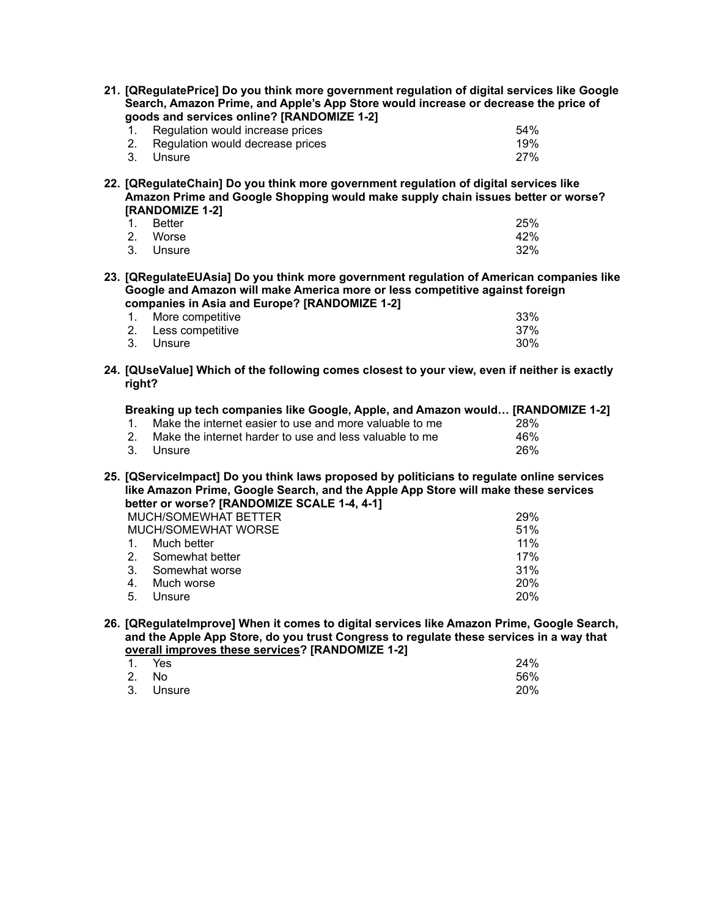**21. [QRegulatePrice] Do you think more government regulation of digital services like Google Search, Amazon Prime, and Apple's App Store would increase or decrease the price of goods and services online? [RANDOMIZE 1-2]**

| | | |
|---|---|---|
| 1. | Regulation would increase prices | 54% |
| 2. | Regulation would decrease prices | 19% |
| 3. | Unsure | 27% |

**22. [QRegulateChain] Do you think more government regulation of digital services like Amazon Prime and Google Shopping would make supply chain issues better or worse? [RANDOMIZE 1-2]**

| | | |
|---|---|---|
| 1. | Better | 25% |
| 2. | Worse | 42% |
| 3. | Unsure | 32% |

**23. [QRegulateEUAsia] Do you think more government regulation of American companies like Google and Amazon will make America more or less competitive against foreign companies in Asia and Europe? [RANDOMIZE 1-2]**

| | | |
|---|---|---|
| 1. | More competitive | 33% |
| 2. | Less competitive | 37% |
| 3. | Unsure | 30% |

**24. [QUseValue] Which of the following comes closest to your view, even if neither is exactly right?**

**Breaking up tech companies like Google, Apple, and Amazon would… [RANDOMIZE 1-2]**

| | | |
|---|---|---|
| 1. | Make the internet easier to use and more valuable to me | 28% |
| 2. | Make the internet harder to use and less valuable to me | 46% |
| 3. | Unsure | 26% |

**25. [QServiceImpact] Do you think laws proposed by politicians to regulate online services like Amazon Prime, Google Search, and the Apple App Store will make these services better or worse? [RANDOMIZE SCALE 1-4, 4-1]**

| | | |
|---|---|---|
| | MUCH/SOMEWHAT BETTER | 29% |
| | MUCH/SOMEWHAT WORSE | 51% |
| 1. | Much better | 11% |
| 2. | Somewhat better | 17% |
| 3. | Somewhat worse | 31% |
| 4. | Much worse | 20% |
| 5. | Unsure | 20% |

**26. [QRegulateImprove] When it comes to digital services like Amazon Prime, Google Search, and the Apple App Store, do you trust Congress to regulate these services in a way that <u>overall improves these services</u>? [RANDOMIZE 1-2]**

| | | |
|---|---|---|
| 1. | Yes | 24% |
| 2. | No | 56% |
| 3. | Unsure | 20% |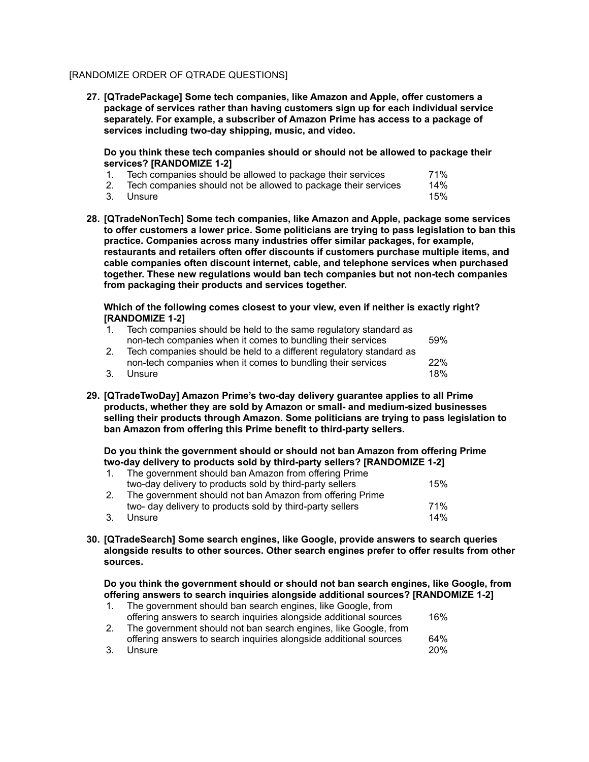[RANDOMIZE ORDER OF QTRADE QUESTIONS]

**27. [QTradePackage] Some tech companies, like Amazon and Apple, offer customers a package of services rather than having customers sign up for each individual service separately. For example, a subscriber of Amazon Prime has access to a package of services including two-day shipping, music, and video.**

**Do you think these tech companies should or should not be allowed to package their services? [RANDOMIZE 1-2]**

| | | |
|---|---|---|
| 1. | Tech companies should be allowed to package their services | 71% |
| 2. | Tech companies should not be allowed to package their services | 14% |
| 3. | Unsure | 15% |

**28. [QTradeNonTech] Some tech companies, like Amazon and Apple, package some services to offer customers a lower price. Some politicians are trying to pass legislation to ban this practice. Companies across many industries offer similar packages, for example, restaurants and retailers often offer discounts if customers purchase multiple items, and cable companies often discount internet, cable, and telephone services when purchased together. These new regulations would ban tech companies but not non-tech companies from packaging their products and services together.**

**Which of the following comes closest to your view, even if neither is exactly right? [RANDOMIZE 1-2]**

| | | |
|---|---|---|
| 1. | Tech companies should be held to the same regulatory standard as non-tech companies when it comes to bundling their services | 59% |
| 2. | Tech companies should be held to a different regulatory standard as non-tech companies when it comes to bundling their services | 22% |
| 3. | Unsure | 18% |

**29. [QTradeTwoDay] Amazon Prime's two-day delivery guarantee applies to all Prime products, whether they are sold by Amazon or small- and medium-sized businesses selling their products through Amazon. Some politicians are trying to pass legislation to ban Amazon from offering this Prime benefit to third-party sellers.**

**Do you think the government should or should not ban Amazon from offering Prime two-day delivery to products sold by third-party sellers? [RANDOMIZE 1-2]**

| | | |
|---|---|---|
| 1. | The government should ban Amazon from offering Prime two-day delivery to products sold by third-party sellers | 15% |
| 2. | The government should not ban Amazon from offering Prime two- day delivery to products sold by third-party sellers | 71% |
| 3. | Unsure | 14% |

**30. [QTradeSearch] Some search engines, like Google, provide answers to search queries alongside results to other sources. Other search engines prefer to offer results from other sources.**

**Do you think the government should or should not ban search engines, like Google, from offering answers to search inquiries alongside additional sources? [RANDOMIZE 1-2]**

| | | |
|---|---|---|
| 1. | The government should ban search engines, like Google, from offering answers to search inquiries alongside additional sources | 16% |
| 2. | The government should not ban search engines, like Google, from offering answers to search inquiries alongside additional sources | 64% |
| 3. | Unsure | 20% |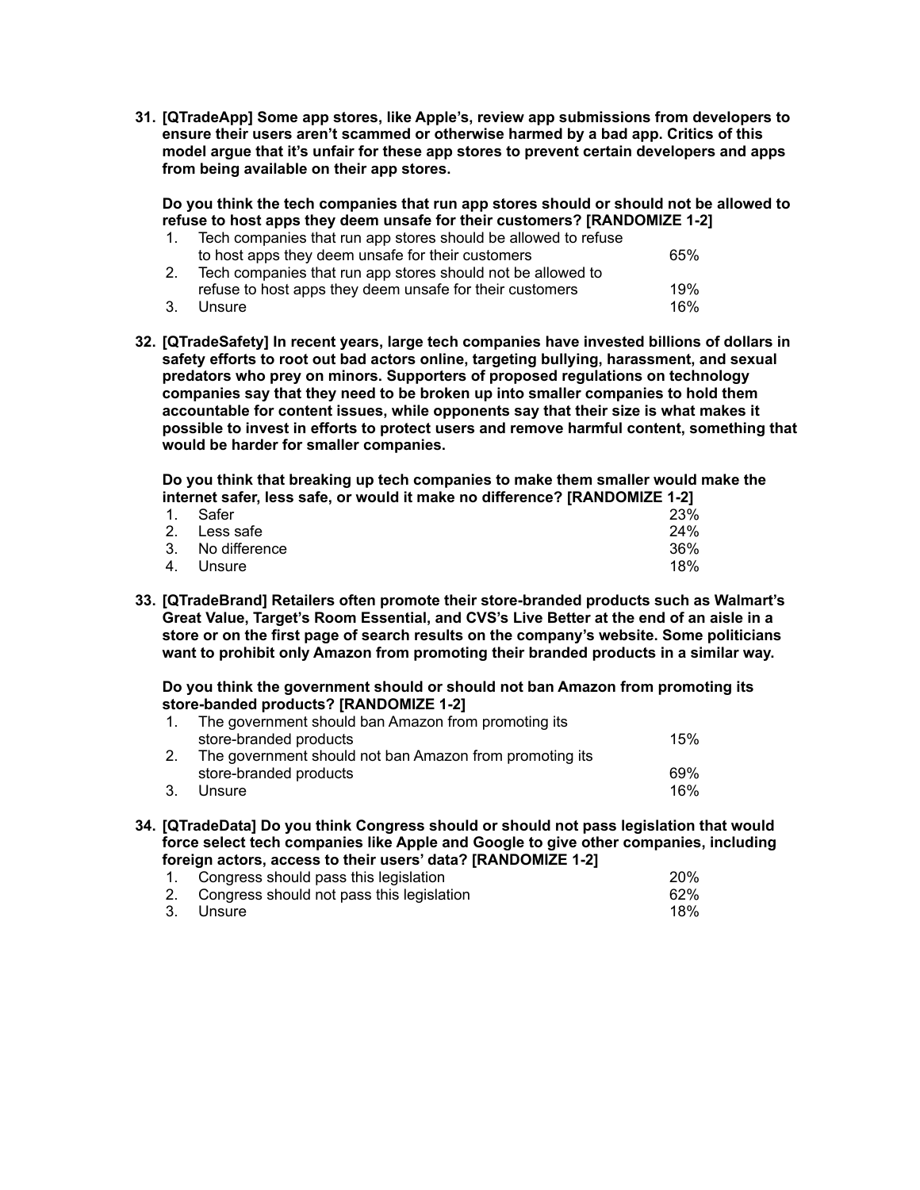**31. [QTradeApp] Some app stores, like Apple's, review app submissions from developers to ensure their users aren't scammed or otherwise harmed by a bad app. Critics of this model argue that it's unfair for these app stores to prevent certain developers and apps from being available on their app stores.**

**Do you think the tech companies that run app stores should or should not be allowed to refuse to host apps they deem unsafe for their customers? [RANDOMIZE 1-2]**

| | | |
|---|---|---|
| 1. | Tech companies that run app stores should be allowed to refuse to host apps they deem unsafe for their customers | 65% |
| 2. | Tech companies that run app stores should not be allowed to refuse to host apps they deem unsafe for their customers | 19% |
| 3. | Unsure | 16% |

**32. [QTradeSafety] In recent years, large tech companies have invested billions of dollars in safety efforts to root out bad actors online, targeting bullying, harassment, and sexual predators who prey on minors. Supporters of proposed regulations on technology companies say that they need to be broken up into smaller companies to hold them accountable for content issues, while opponents say that their size is what makes it possible to invest in efforts to protect users and remove harmful content, something that would be harder for smaller companies.**

**Do you think that breaking up tech companies to make them smaller would make the internet safer, less safe, or would it make no difference? [RANDOMIZE 1-2]**

| | | |
|---|---|---|
| 1. | Safer | 23% |
| 2. | Less safe | 24% |
| 3. | No difference | 36% |
| 4. | Unsure | 18% |

**33. [QTradeBrand] Retailers often promote their store-branded products such as Walmart's Great Value, Target's Room Essential, and CVS's Live Better at the end of an aisle in a store or on the first page of search results on the company's website. Some politicians want to prohibit only Amazon from promoting their branded products in a similar way.**

**Do you think the government should or should not ban Amazon from promoting its store-banded products? [RANDOMIZE 1-2]**

| | | |
|---|---|---|
| 1. | The government should ban Amazon from promoting its store-branded products | 15% |
| 2. | The government should not ban Amazon from promoting its store-branded products | 69% |
| 3. | Unsure | 16% |

**34. [QTradeData] Do you think Congress should or should not pass legislation that would force select tech companies like Apple and Google to give other companies, including foreign actors, access to their users' data? [RANDOMIZE 1-2]**

| | | |
|---|---|---|
| 1. | Congress should pass this legislation | 20% |
| 2. | Congress should not pass this legislation | 62% |
| 3. | Unsure | 18% |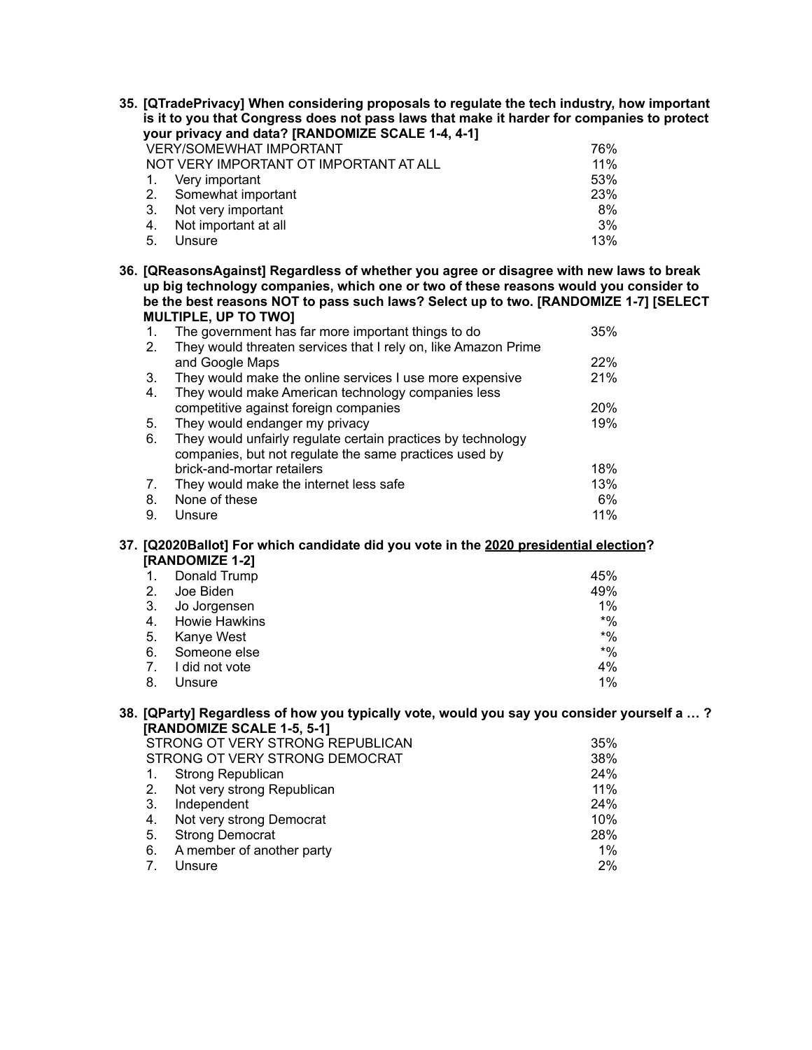**35. [QTradePrivacy] When considering proposals to regulate the tech industry, how important is it to you that Congress does not pass laws that make it harder for companies to protect your privacy and data? [RANDOMIZE SCALE 1-4, 4-1]**

| | |
|---|---|
| VERY/SOMEWHAT IMPORTANT | 76% |
| NOT VERY IMPORTANT OT IMPORTANT AT ALL | 11% |
| 1. Very important | 53% |
| 2. Somewhat important | 23% |
| 3. Not very important | 8% |
| 4. Not important at all | 3% |
| 5. Unsure | 13% |

**36. [QReasonsAgainst] Regardless of whether you agree or disagree with new laws to break up big technology companies, which one or two of these reasons would you consider to be the best reasons NOT to pass such laws? Select up to two. [RANDOMIZE 1-7] [SELECT MULTIPLE, UP TO TWO]**

| | |
|---|---|
| 1. The government has far more important things to do | 35% |
| 2. They would threaten services that I rely on, like Amazon Prime and Google Maps | 22% |
| 3. They would make the online services I use more expensive | 21% |
| 4. They would make American technology companies less competitive against foreign companies | 20% |
| 5. They would endanger my privacy | 19% |
| 6. They would unfairly regulate certain practices by technology companies, but not regulate the same practices used by brick-and-mortar retailers | 18% |
| 7. They would make the internet less safe | 13% |
| 8. None of these | 6% |
| 9. Unsure | 11% |

**37. [Q2020Ballot] For which candidate did you vote in the 2020 presidential election? [RANDOMIZE 1-2]**

| | |
|---|---|
| 1. Donald Trump | 45% |
| 2. Joe Biden | 49% |
| 3. Jo Jorgensen | 1% |
| 4. Howie Hawkins | *% |
| 5. Kanye West | *% |
| 6. Someone else | *% |
| 7. I did not vote | 4% |
| 8. Unsure | 1% |

**38. [QParty] Regardless of how you typically vote, would you say you consider yourself a … ? [RANDOMIZE SCALE 1-5, 5-1]**

| | |
|---|---|
| STRONG OT VERY STRONG REPUBLICAN | 35% |
| STRONG OT VERY STRONG DEMOCRAT | 38% |
| 1. Strong Republican | 24% |
| 2. Not very strong Republican | 11% |
| 3. Independent | 24% |
| 4. Not very strong Democrat | 10% |
| 5. Strong Democrat | 28% |
| 6. A member of another party | 1% |
| 7. Unsure | 2% |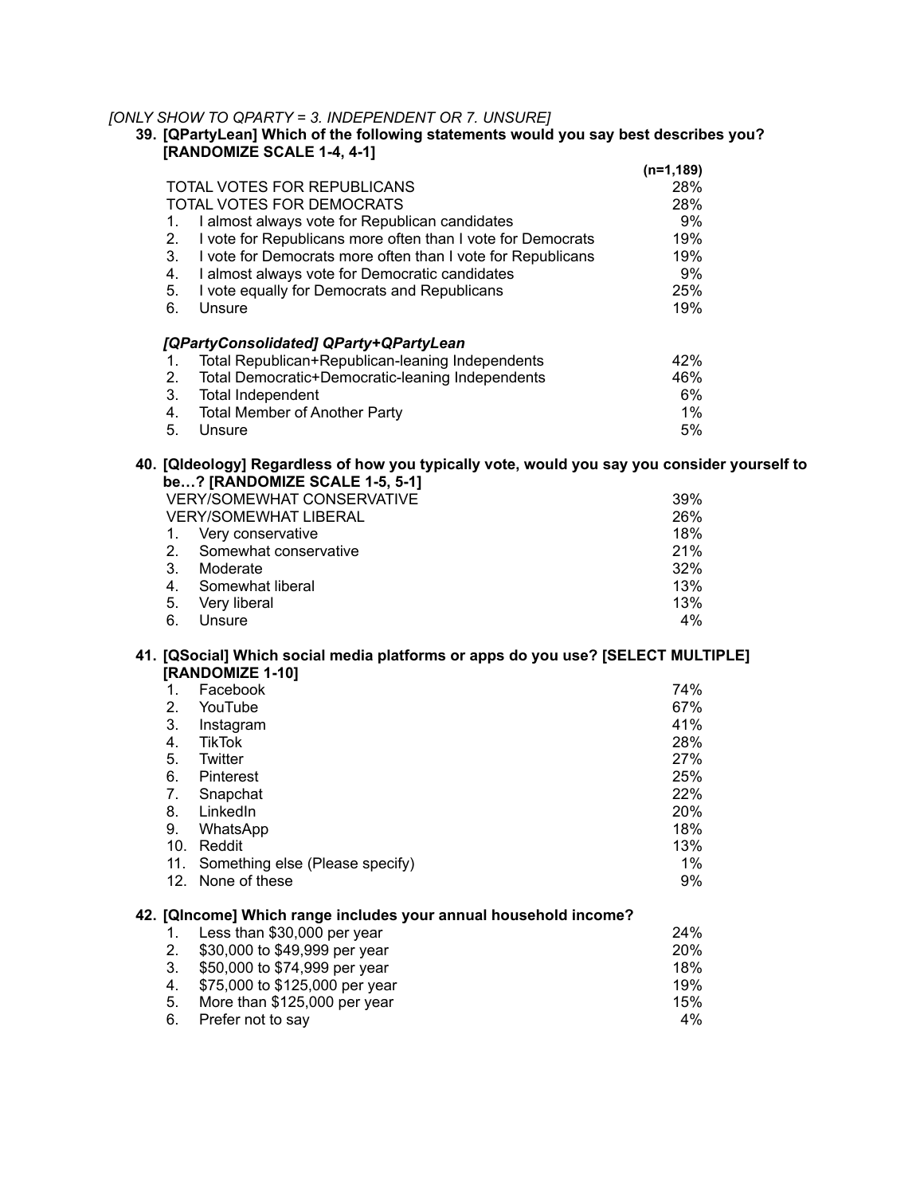*[ONLY SHOW TO QPARTY = 3. INDEPENDENT OR 7. UNSURE]*

**39. [QPartyLean] Which of the following statements would you say best describes you? [RANDOMIZE SCALE 1-4, 4-1]**

| | (n=1,189) |
|---|---|
| TOTAL VOTES FOR REPUBLICANS | 28% |
| TOTAL VOTES FOR DEMOCRATS | 28% |
| 1. I almost always vote for Republican candidates | 9% |
| 2. I vote for Republicans more often than I vote for Democrats | 19% |
| 3. I vote for Democrats more often than I vote for Republicans | 19% |
| 4. I almost always vote for Democratic candidates | 9% |
| 5. I vote equally for Democrats and Republicans | 25% |
| 6. Unsure | 19% |

***[QPartyConsolidated] QParty+QPartyLean***

| | |
|---|---|
| 1. Total Republican+Republican-leaning Independents | 42% |
| 2. Total Democratic+Democratic-leaning Independents | 46% |
| 3. Total Independent | 6% |
| 4. Total Member of Another Party | 1% |
| 5. Unsure | 5% |

**40. [QIdeology] Regardless of how you typically vote, would you say you consider yourself to be…? [RANDOMIZE SCALE 1-5, 5-1]**

| | |
|---|---|
| VERY/SOMEWHAT CONSERVATIVE | 39% |
| VERY/SOMEWHAT LIBERAL | 26% |
| 1. Very conservative | 18% |
| 2. Somewhat conservative | 21% |
| 3. Moderate | 32% |
| 4. Somewhat liberal | 13% |
| 5. Very liberal | 13% |
| 6. Unsure | 4% |

**41. [QSocial] Which social media platforms or apps do you use? [SELECT MULTIPLE] [RANDOMIZE 1-10]**

| | |
|---|---|
| 1. Facebook | 74% |
| 2. YouTube | 67% |
| 3. Instagram | 41% |
| 4. TikTok | 28% |
| 5. Twitter | 27% |
| 6. Pinterest | 25% |
| 7. Snapchat | 22% |
| 8. LinkedIn | 20% |
| 9. WhatsApp | 18% |
| 10. Reddit | 13% |
| 11. Something else (Please specify) | 1% |
| 12. None of these | 9% |

**42. [QIncome] Which range includes your annual household income?**

| | |
|---|---|
| 1. Less than $30,000 per year | 24% |
| 2. $30,000 to $49,999 per year | 20% |
| 3. $50,000 to $74,999 per year | 18% |
| 4. $75,000 to $125,000 per year | 19% |
| 5. More than $125,000 per year | 15% |
| 6. Prefer not to say | 4% |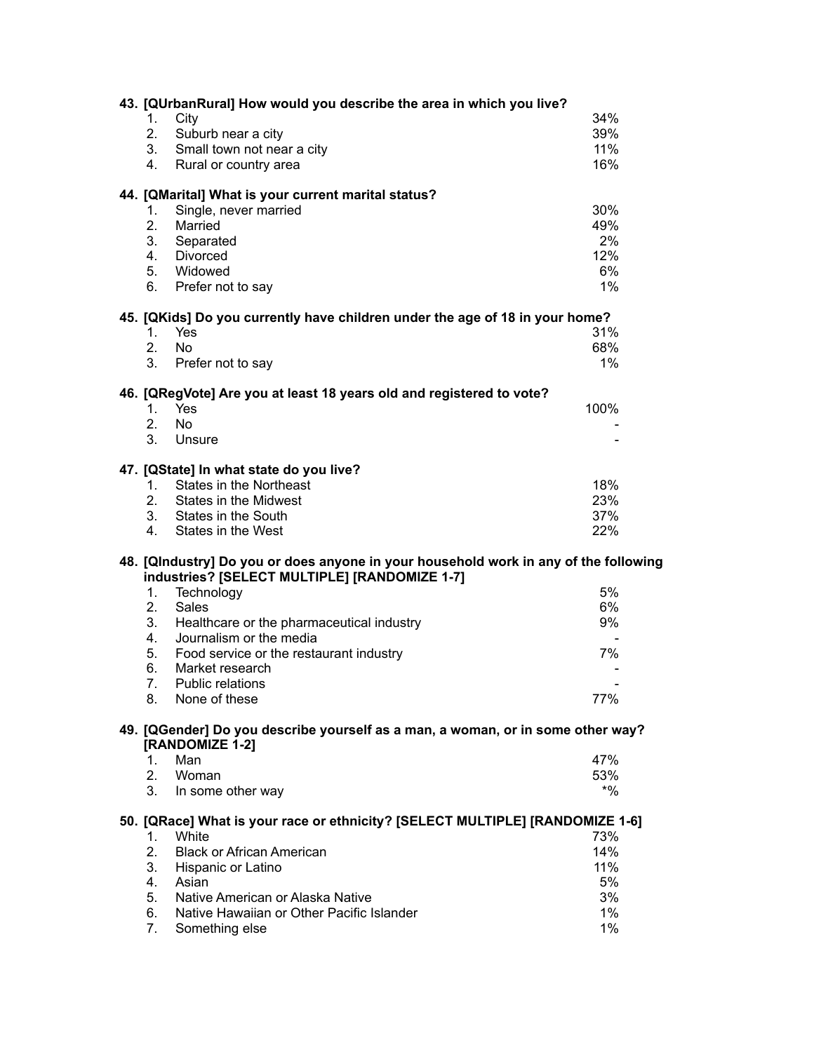**43. [QUrbanRural] How would you describe the area in which you live?**

| | | |
|---|---|---|
| 1. | City | 34% |
| 2. | Suburb near a city | 39% |
| 3. | Small town not near a city | 11% |
| 4. | Rural or country area | 16% |

**44. [QMarital] What is your current marital status?**

| | | |
|---|---|---|
| 1. | Single, never married | 30% |
| 2. | Married | 49% |
| 3. | Separated | 2% |
| 4. | Divorced | 12% |
| 5. | Widowed | 6% |
| 6. | Prefer not to say | 1% |

**45. [QKids] Do you currently have children under the age of 18 in your home?**

| | | |
|---|---|---|
| 1. | Yes | 31% |
| 2. | No | 68% |
| 3. | Prefer not to say | 1% |

**46. [QRegVote] Are you at least 18 years old and registered to vote?**

| | | |
|---|---|---|
| 1. | Yes | 100% |
| 2. | No | - |
| 3. | Unsure | - |

**47. [QState] In what state do you live?**

| | | |
|---|---|---|
| 1. | States in the Northeast | 18% |
| 2. | States in the Midwest | 23% |
| 3. | States in the South | 37% |
| 4. | States in the West | 22% |

**48. [QIndustry] Do you or does anyone in your household work in any of the following industries? [SELECT MULTIPLE] [RANDOMIZE 1-7]**

| | | |
|---|---|---|
| 1. | Technology | 5% |
| 2. | Sales | 6% |
| 3. | Healthcare or the pharmaceutical industry | 9% |
| 4. | Journalism or the media | - |
| 5. | Food service or the restaurant industry | 7% |
| 6. | Market research | - |
| 7. | Public relations | - |
| 8. | None of these | 77% |

**49. [QGender] Do you describe yourself as a man, a woman, or in some other way? [RANDOMIZE 1-2]**

| | | |
|---|---|---|
| 1. | Man | 47% |
| 2. | Woman | 53% |
| 3. | In some other way | *% |

**50. [QRace] What is your race or ethnicity? [SELECT MULTIPLE] [RANDOMIZE 1-6]**

| | | |
|---|---|---|
| 1. | White | 73% |
| 2. | Black or African American | 14% |
| 3. | Hispanic or Latino | 11% |
| 4. | Asian | 5% |
| 5. | Native American or Alaska Native | 3% |
| 6. | Native Hawaiian or Other Pacific Islander | 1% |
| 7. | Something else | 1% |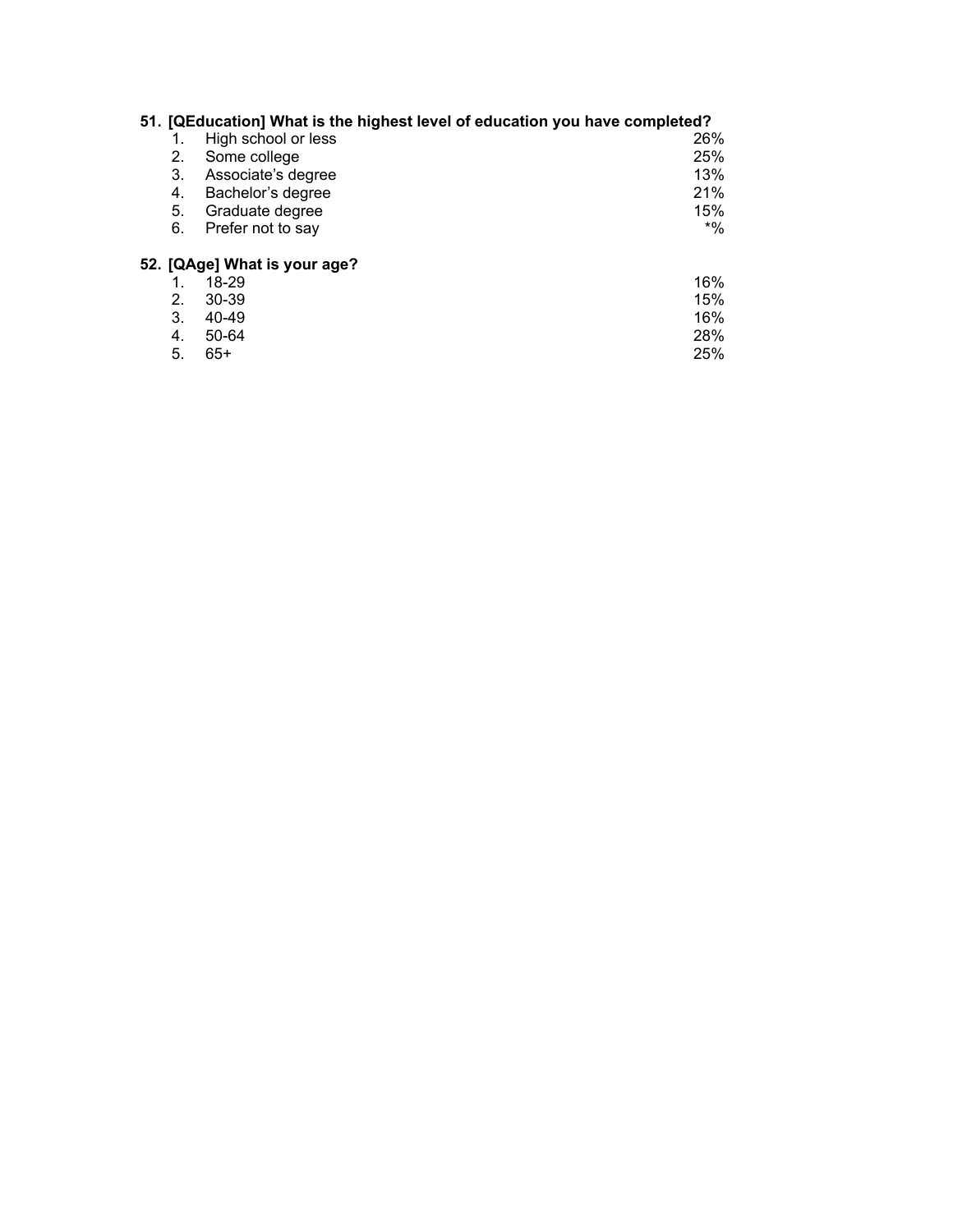**51. [QEducation] What is the highest level of education you have completed?**

| | | |
|---|---|---|
| 1. | High school or less | 26% |
| 2. | Some college | 25% |
| 3. | Associate's degree | 13% |
| 4. | Bachelor's degree | 21% |
| 5. | Graduate degree | 15% |
| 6. | Prefer not to say | *% |

**52. [QAge] What is your age?**

| | | |
|---|---|---|
| 1. | 18-29 | 16% |
| 2. | 30-39 | 15% |
| 3. | 40-49 | 16% |
| 4. | 50-64 | 28% |
| 5. | 65+ | 25% |